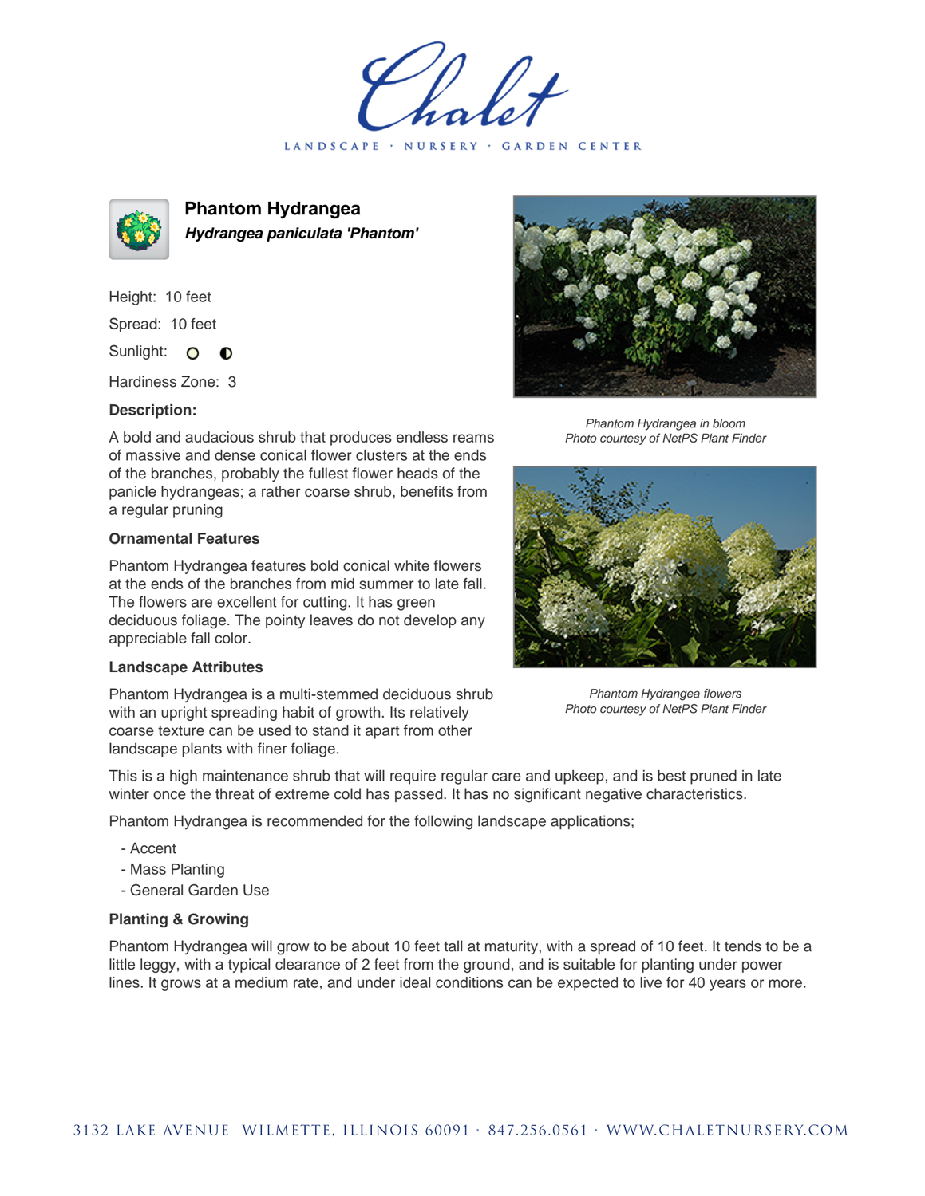# Phantom Hydrangea

***Hydrangea paniculata 'Phantom'***

Height: 10 feet

Spread: 10 feet

Sunlight: ○ ◐

Hardiness Zone: 3

### Description:

A bold and audacious shrub that produces endless reams of massive and dense conical flower clusters at the ends of the branches, probably the fullest flower heads of the panicle hydrangeas; a rather coarse shrub, benefits from a regular pruning

### Ornamental Features

Phantom Hydrangea features bold conical white flowers at the ends of the branches from mid summer to late fall. The flowers are excellent for cutting. It has green deciduous foliage. The pointy leaves do not develop any appreciable fall color.

### Landscape Attributes

Phantom Hydrangea is a multi-stemmed deciduous shrub with an upright spreading habit of growth. Its relatively coarse texture can be used to stand it apart from other landscape plants with finer foliage.

This is a high maintenance shrub that will require regular care and upkeep, and is best pruned in late winter once the threat of extreme cold has passed. It has no significant negative characteristics.

Phantom Hydrangea is recommended for the following landscape applications;

- Accent
- Mass Planting
- General Garden Use

### Planting & Growing

Phantom Hydrangea will grow to be about 10 feet tall at maturity, with a spread of 10 feet. It tends to be a little leggy, with a typical clearance of 2 feet from the ground, and is suitable for planting under power lines. It grows at a medium rate, and under ideal conditions can be expected to live for 40 years or more.

*Phantom Hydrangea in bloom*
*Photo courtesy of NetPS Plant Finder*

*Phantom Hydrangea flowers*
*Photo courtesy of NetPS Plant Finder*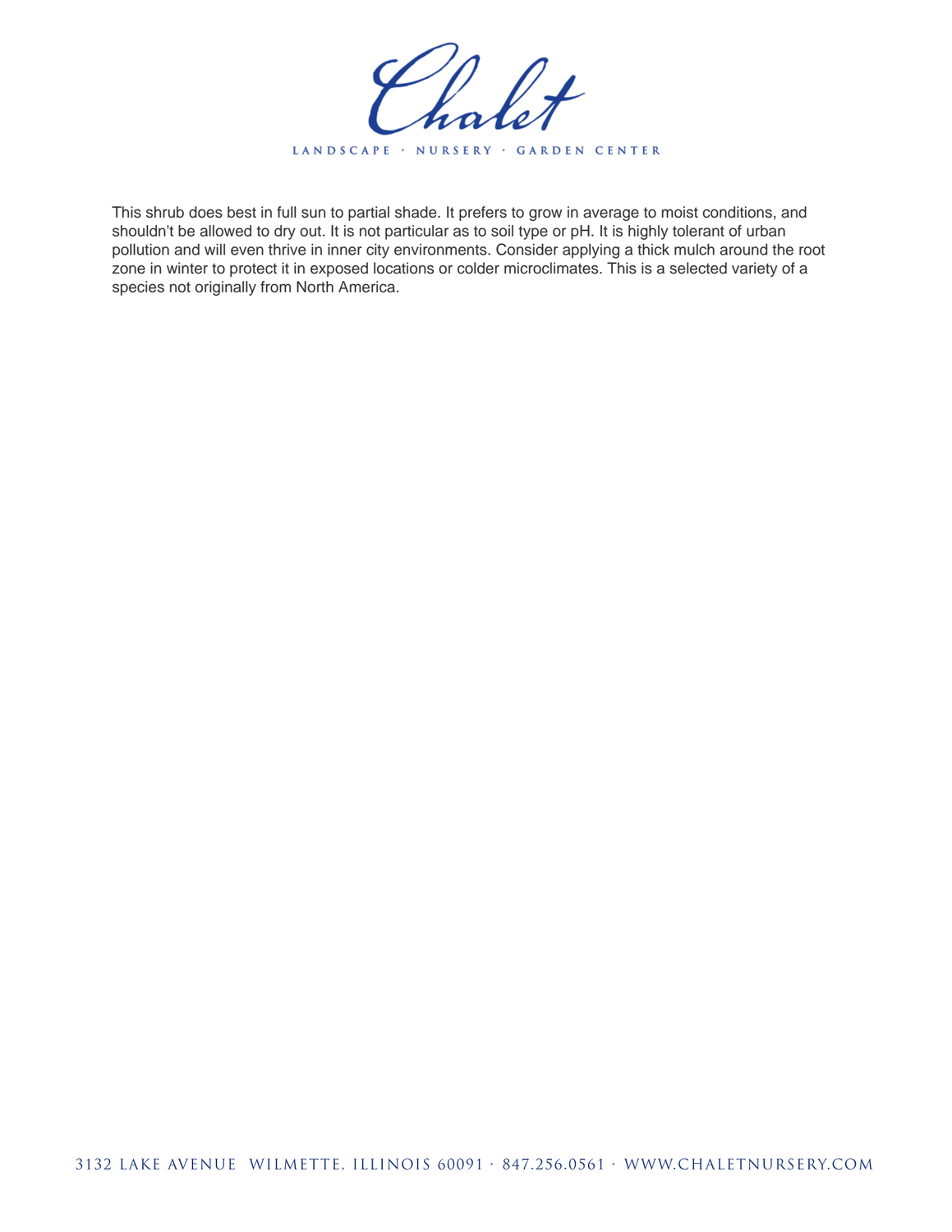This shrub does best in full sun to partial shade. It prefers to grow in average to moist conditions, and shouldn't be allowed to dry out. It is not particular as to soil type or pH. It is highly tolerant of urban pollution and will even thrive in inner city environments. Consider applying a thick mulch around the root zone in winter to protect it in exposed locations or colder microclimates. This is a selected variety of a species not originally from North America.